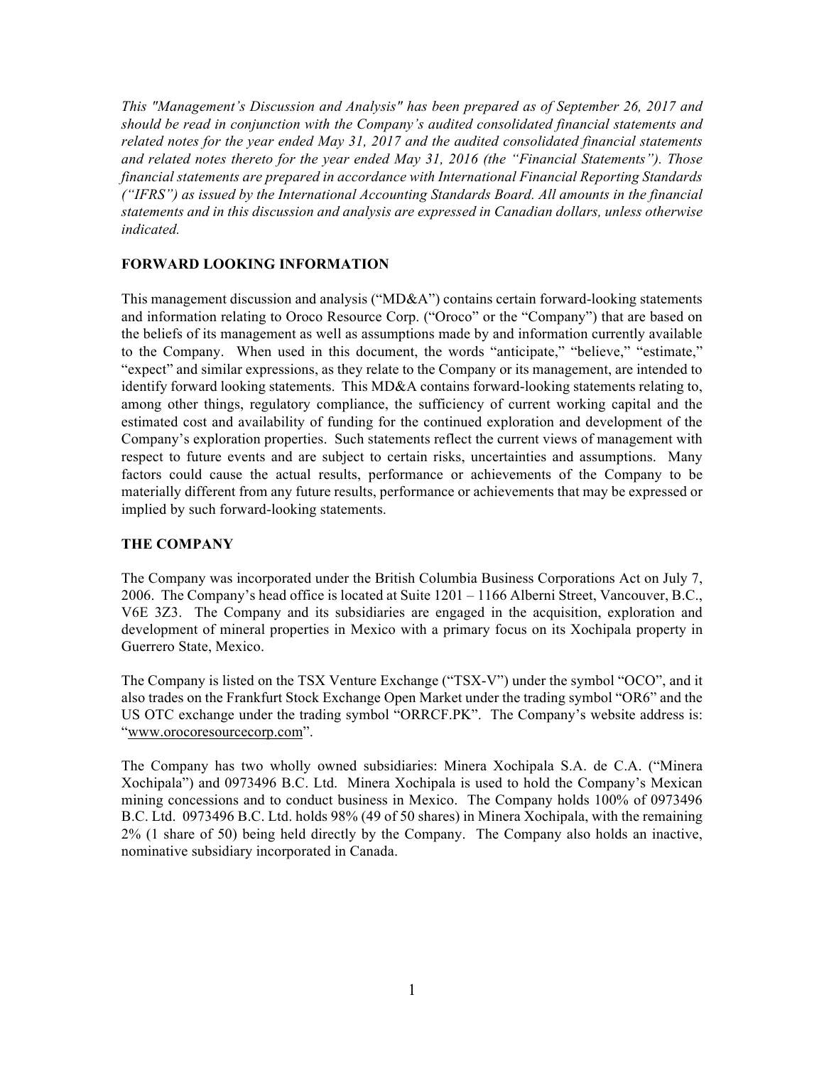*This "Management's Discussion and Analysis" has been prepared as of September 26, 2017 and should be read in conjunction with the Company's audited consolidated financial statements and related notes for the year ended May 31, 2017 and the audited consolidated financial statements and related notes thereto for the year ended May 31, 2016 (the "Financial Statements"). Those financial statements are prepared in accordance with International Financial Reporting Standards ("IFRS") as issued by the International Accounting Standards Board. All amounts in the financial statements and in this discussion and analysis are expressed in Canadian dollars, unless otherwise indicated.*

## FORWARD LOOKING INFORMATION

This management discussion and analysis ("MD&A") contains certain forward-looking statements and information relating to Oroco Resource Corp. ("Oroco" or the "Company") that are based on the beliefs of its management as well as assumptions made by and information currently available to the Company. When used in this document, the words "anticipate," "believe," "estimate," "expect" and similar expressions, as they relate to the Company or its management, are intended to identify forward looking statements. This MD&A contains forward-looking statements relating to, among other things, regulatory compliance, the sufficiency of current working capital and the estimated cost and availability of funding for the continued exploration and development of the Company's exploration properties. Such statements reflect the current views of management with respect to future events and are subject to certain risks, uncertainties and assumptions. Many factors could cause the actual results, performance or achievements of the Company to be materially different from any future results, performance or achievements that may be expressed or implied by such forward-looking statements.

## THE COMPANY

The Company was incorporated under the British Columbia Business Corporations Act on July 7, 2006. The Company's head office is located at Suite 1201 – 1166 Alberni Street, Vancouver, B.C., V6E 3Z3. The Company and its subsidiaries are engaged in the acquisition, exploration and development of mineral properties in Mexico with a primary focus on its Xochipala property in Guerrero State, Mexico.

The Company is listed on the TSX Venture Exchange ("TSX-V") under the symbol "OCO", and it also trades on the Frankfurt Stock Exchange Open Market under the trading symbol "OR6" and the US OTC exchange under the trading symbol "ORRCF.PK". The Company's website address is: "www.orocoresourcecorp.com".

The Company has two wholly owned subsidiaries: Minera Xochipala S.A. de C.A. ("Minera Xochipala") and 0973496 B.C. Ltd. Minera Xochipala is used to hold the Company's Mexican mining concessions and to conduct business in Mexico. The Company holds 100% of 0973496 B.C. Ltd. 0973496 B.C. Ltd. holds 98% (49 of 50 shares) in Minera Xochipala, with the remaining 2% (1 share of 50) being held directly by the Company. The Company also holds an inactive, nominative subsidiary incorporated in Canada.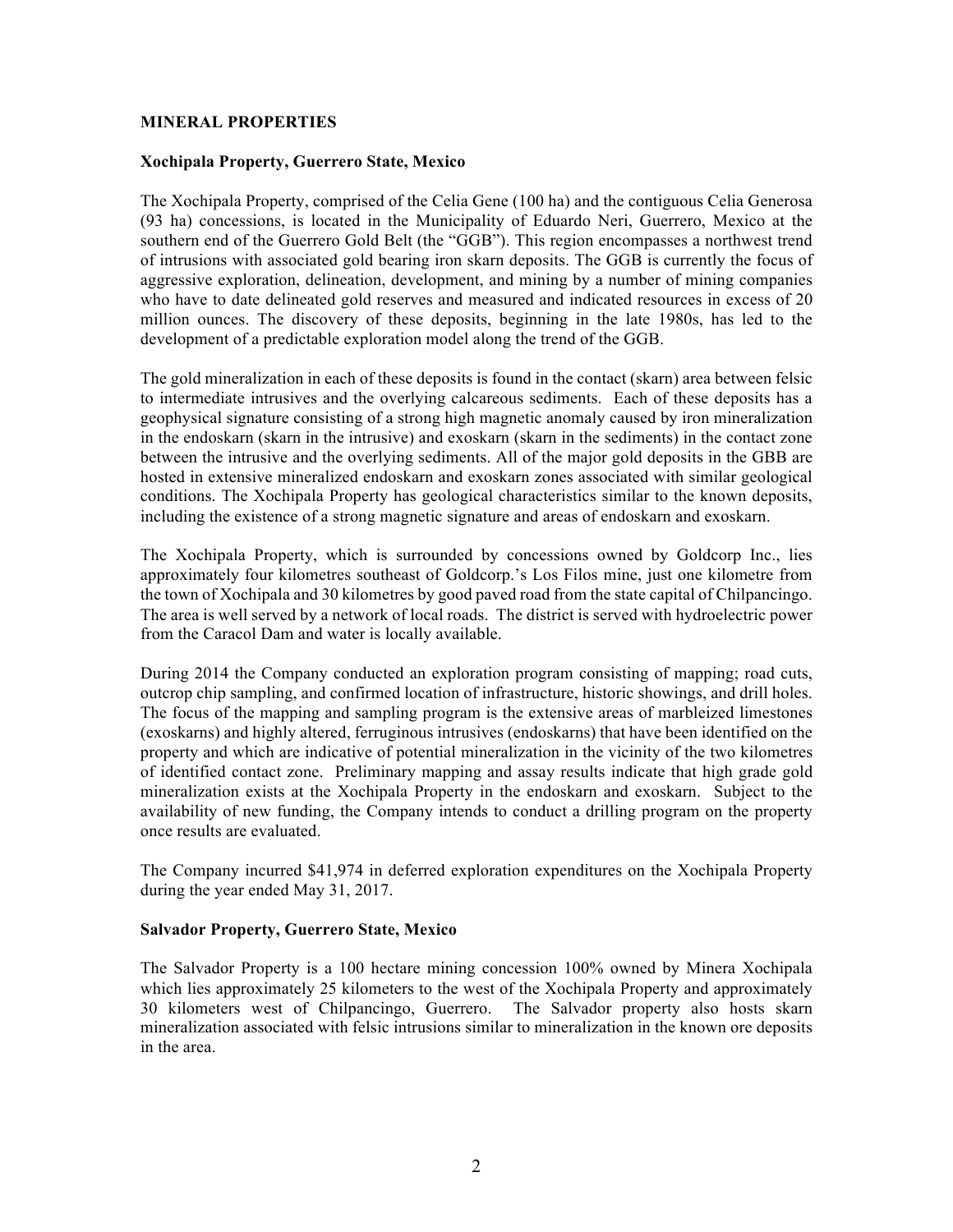## MINERAL PROPERTIES

### Xochipala Property, Guerrero State, Mexico

The Xochipala Property, comprised of the Celia Gene (100 ha) and the contiguous Celia Generosa (93 ha) concessions, is located in the Municipality of Eduardo Neri, Guerrero, Mexico at the southern end of the Guerrero Gold Belt (the "GGB"). This region encompasses a northwest trend of intrusions with associated gold bearing iron skarn deposits. The GGB is currently the focus of aggressive exploration, delineation, development, and mining by a number of mining companies who have to date delineated gold reserves and measured and indicated resources in excess of 20 million ounces. The discovery of these deposits, beginning in the late 1980s, has led to the development of a predictable exploration model along the trend of the GGB.

The gold mineralization in each of these deposits is found in the contact (skarn) area between felsic to intermediate intrusives and the overlying calcareous sediments. Each of these deposits has a geophysical signature consisting of a strong high magnetic anomaly caused by iron mineralization in the endoskarn (skarn in the intrusive) and exoskarn (skarn in the sediments) in the contact zone between the intrusive and the overlying sediments. All of the major gold deposits in the GBB are hosted in extensive mineralized endoskarn and exoskarn zones associated with similar geological conditions. The Xochipala Property has geological characteristics similar to the known deposits, including the existence of a strong magnetic signature and areas of endoskarn and exoskarn.

The Xochipala Property, which is surrounded by concessions owned by Goldcorp Inc., lies approximately four kilometres southeast of Goldcorp.'s Los Filos mine, just one kilometre from the town of Xochipala and 30 kilometres by good paved road from the state capital of Chilpancingo. The area is well served by a network of local roads. The district is served with hydroelectric power from the Caracol Dam and water is locally available.

During 2014 the Company conducted an exploration program consisting of mapping; road cuts, outcrop chip sampling, and confirmed location of infrastructure, historic showings, and drill holes. The focus of the mapping and sampling program is the extensive areas of marbleized limestones (exoskarns) and highly altered, ferruginous intrusives (endoskarns) that have been identified on the property and which are indicative of potential mineralization in the vicinity of the two kilometres of identified contact zone. Preliminary mapping and assay results indicate that high grade gold mineralization exists at the Xochipala Property in the endoskarn and exoskarn. Subject to the availability of new funding, the Company intends to conduct a drilling program on the property once results are evaluated.

The Company incurred $41,974 in deferred exploration expenditures on the Xochipala Property during the year ended May 31, 2017.

### Salvador Property, Guerrero State, Mexico

The Salvador Property is a 100 hectare mining concession 100% owned by Minera Xochipala which lies approximately 25 kilometers to the west of the Xochipala Property and approximately 30 kilometers west of Chilpancingo, Guerrero. The Salvador property also hosts skarn mineralization associated with felsic intrusions similar to mineralization in the known ore deposits in the area.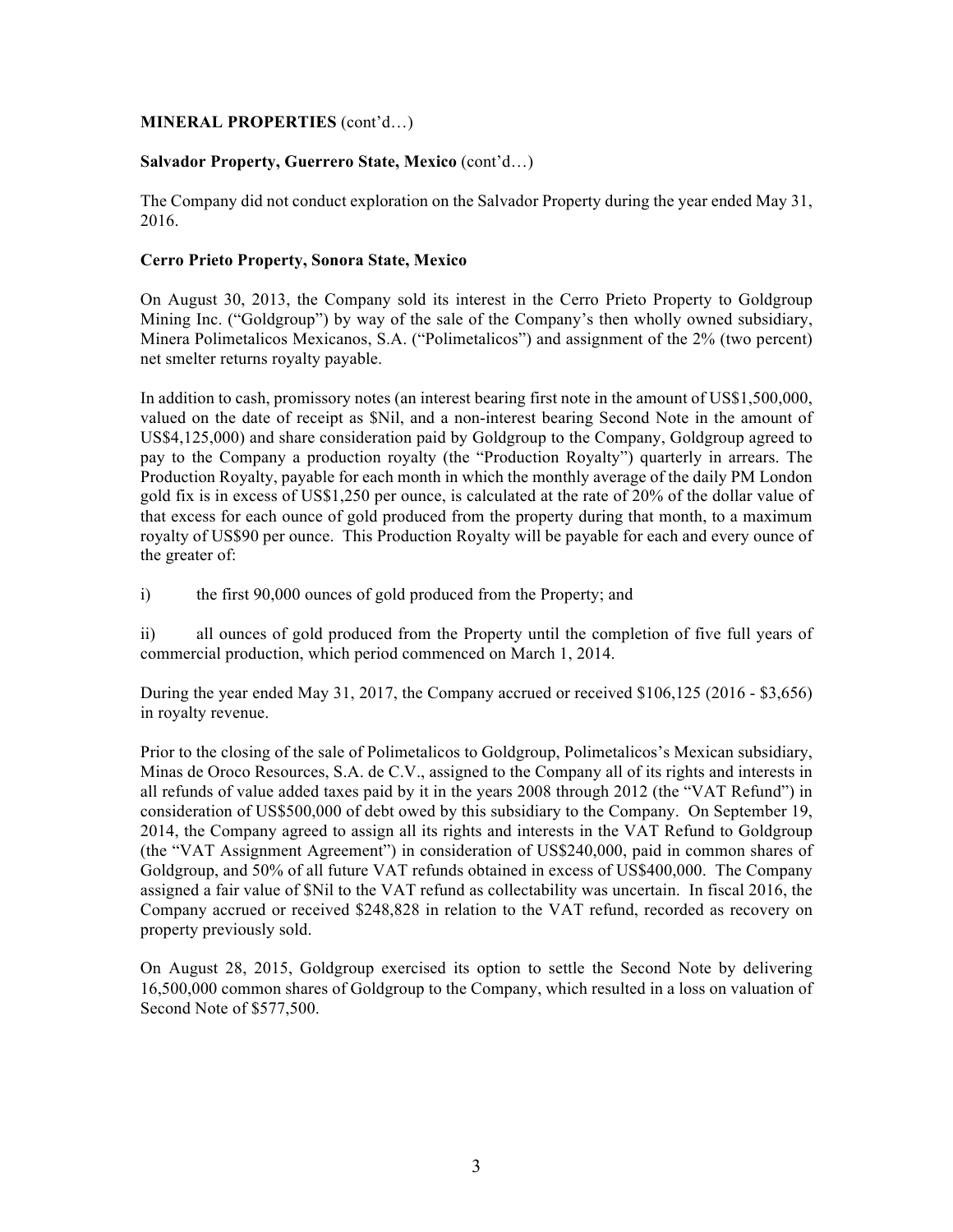**MINERAL PROPERTIES** (cont'd…)

**Salvador Property, Guerrero State, Mexico** (cont'd…)

The Company did not conduct exploration on the Salvador Property during the year ended May 31, 2016.

**Cerro Prieto Property, Sonora State, Mexico**

On August 30, 2013, the Company sold its interest in the Cerro Prieto Property to Goldgroup Mining Inc. ("Goldgroup") by way of the sale of the Company's then wholly owned subsidiary, Minera Polimetalicos Mexicanos, S.A. ("Polimetalicos") and assignment of the 2% (two percent) net smelter returns royalty payable.

In addition to cash, promissory notes (an interest bearing first note in the amount of US$1,500,000, valued on the date of receipt as $Nil, and a non-interest bearing Second Note in the amount of US$4,125,000) and share consideration paid by Goldgroup to the Company, Goldgroup agreed to pay to the Company a production royalty (the "Production Royalty") quarterly in arrears. The Production Royalty, payable for each month in which the monthly average of the daily PM London gold fix is in excess of US$1,250 per ounce, is calculated at the rate of 20% of the dollar value of that excess for each ounce of gold produced from the property during that month, to a maximum royalty of US$90 per ounce. This Production Royalty will be payable for each and every ounce of the greater of:

i) the first 90,000 ounces of gold produced from the Property; and

ii) all ounces of gold produced from the Property until the completion of five full years of commercial production, which period commenced on March 1, 2014.

During the year ended May 31, 2017, the Company accrued or received $106,125 (2016 - $3,656) in royalty revenue.

Prior to the closing of the sale of Polimetalicos to Goldgroup, Polimetalicos's Mexican subsidiary, Minas de Oroco Resources, S.A. de C.V., assigned to the Company all of its rights and interests in all refunds of value added taxes paid by it in the years 2008 through 2012 (the "VAT Refund") in consideration of US$500,000 of debt owed by this subsidiary to the Company. On September 19, 2014, the Company agreed to assign all its rights and interests in the VAT Refund to Goldgroup (the "VAT Assignment Agreement") in consideration of US$240,000, paid in common shares of Goldgroup, and 50% of all future VAT refunds obtained in excess of US$400,000. The Company assigned a fair value of $Nil to the VAT refund as collectability was uncertain. In fiscal 2016, the Company accrued or received $248,828 in relation to the VAT refund, recorded as recovery on property previously sold.

On August 28, 2015, Goldgroup exercised its option to settle the Second Note by delivering 16,500,000 common shares of Goldgroup to the Company, which resulted in a loss on valuation of Second Note of $577,500.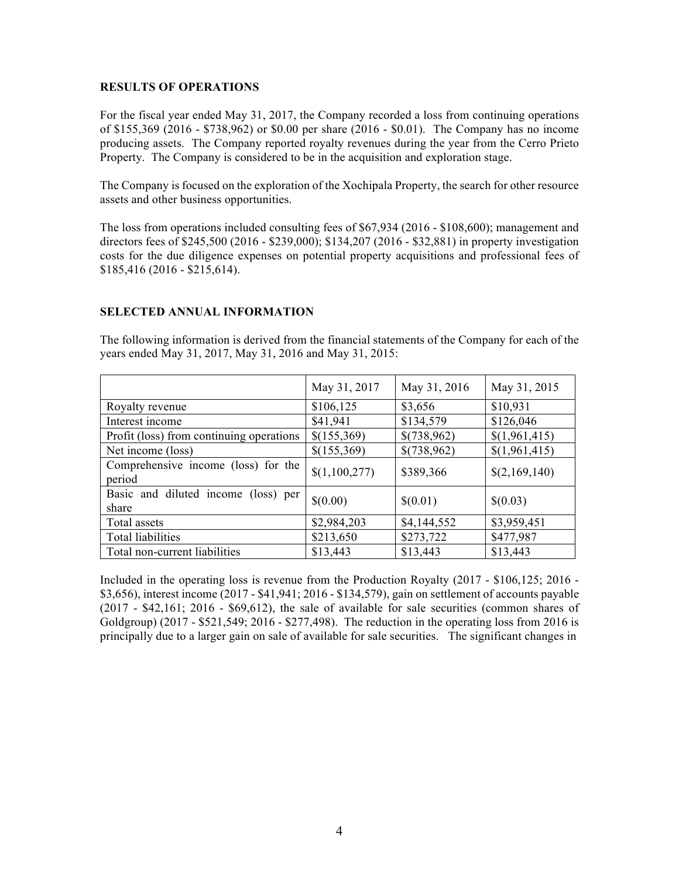## RESULTS OF OPERATIONS

For the fiscal year ended May 31, 2017, the Company recorded a loss from continuing operations of $155,369 (2016 - $738,962) or $0.00 per share (2016 - $0.01). The Company has no income producing assets. The Company reported royalty revenues during the year from the Cerro Prieto Property. The Company is considered to be in the acquisition and exploration stage.

The Company is focused on the exploration of the Xochipala Property, the search for other resource assets and other business opportunities.

The loss from operations included consulting fees of $67,934 (2016 - $108,600); management and directors fees of $245,500 (2016 - $239,000); $134,207 (2016 - $32,881) in property investigation costs for the due diligence expenses on potential property acquisitions and professional fees of $185,416 (2016 - $215,614).

## SELECTED ANNUAL INFORMATION

The following information is derived from the financial statements of the Company for each of the years ended May 31, 2017, May 31, 2016 and May 31, 2015:

| | May 31, 2017 | May 31, 2016 | May 31, 2015 |
|---|---|---|---|
| Royalty revenue | $106,125 | $3,656 | $10,931 |
| Interest income | $41,941 | $134,579 | $126,046 |
| Profit (loss) from continuing operations | $(155,369) | $(738,962) | $(1,961,415) |
| Net income (loss) | $(155,369) | $(738,962) | $(1,961,415) |
| Comprehensive income (loss) for the period | $(1,100,277) | $389,366 | $(2,169,140) |
| Basic and diluted income (loss) per share | $(0.00) | $(0.01) | $(0.03) |
| Total assets | $2,984,203 | $4,144,552 | $3,959,451 |
| Total liabilities | $213,650 | $273,722 | $477,987 |
| Total non-current liabilities | $13,443 | $13,443 | $13,443 |

Included in the operating loss is revenue from the Production Royalty (2017 - $106,125; 2016 - $3,656), interest income (2017 - $41,941; 2016 - $134,579), gain on settlement of accounts payable (2017 - $42,161; 2016 - $69,612), the sale of available for sale securities (common shares of Goldgroup) (2017 - $521,549; 2016 - $277,498). The reduction in the operating loss from 2016 is principally due to a larger gain on sale of available for sale securities. The significant changes in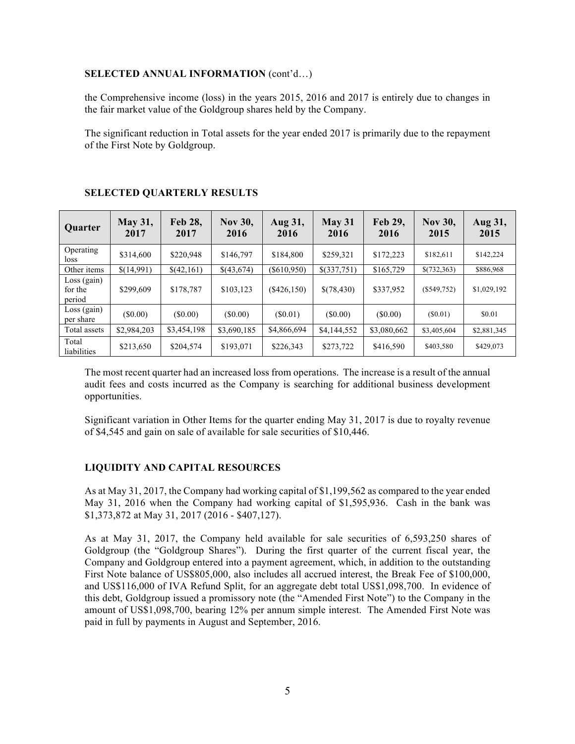**SELECTED ANNUAL INFORMATION** (cont'd…)

the Comprehensive income (loss) in the years 2015, 2016 and 2017 is entirely due to changes in the fair market value of the Goldgroup shares held by the Company.

The significant reduction in Total assets for the year ended 2017 is primarily due to the repayment of the First Note by Goldgroup.

## SELECTED QUARTERLY RESULTS

| Quarter | May 31, 2017 | Feb 28, 2017 | Nov 30, 2016 | Aug 31, 2016 | May 31 2016 | Feb 29, 2016 | Nov 30, 2015 | Aug 31, 2015 |
|---|---|---|---|---|---|---|---|---|
| Operating loss | $314,600 | $220,948 | $146,797 | $184,800 | $259,321 | $172,223 | $182,611 | $142,224 |
| Other items | $(14,991) | $(42,161) | $(43,674) | ($610,950) | $(337,751) | $165,729 | $(732,363) | $886,968 |
| Loss (gain) for the period | $299,609 | $178,787 | $103,123 | ($426,150) | $(78,430) | $337,952 | ($549,752) | $1,029,192 |
| Loss (gain) per share | ($0.00) | ($0.00) | ($0.00) | ($0.01) | ($0.00) | ($0.00) | ($0.01) | $0.01 |
| Total assets | $2,984,203 | $3,454,198 | $3,690,185 | $4,866,694 | $4,144,552 | $3,080,662 | $3,405,604 | $2,881,345 |
| Total liabilities | $213,650 | $204,574 | $193,071 | $226,343 | $273,722 | $416,590 | $403,580 | $429,073 |

The most recent quarter had an increased loss from operations. The increase is a result of the annual audit fees and costs incurred as the Company is searching for additional business development opportunities.

Significant variation in Other Items for the quarter ending May 31, 2017 is due to royalty revenue of $4,545 and gain on sale of available for sale securities of $10,446.

## LIQUIDITY AND CAPITAL RESOURCES

As at May 31, 2017, the Company had working capital of $1,199,562 as compared to the year ended May 31, 2016 when the Company had working capital of $1,595,936. Cash in the bank was $1,373,872 at May 31, 2017 (2016 - $407,127).

As at May 31, 2017, the Company held available for sale securities of 6,593,250 shares of Goldgroup (the "Goldgroup Shares"). During the first quarter of the current fiscal year, the Company and Goldgroup entered into a payment agreement, which, in addition to the outstanding First Note balance of US$805,000, also includes all accrued interest, the Break Fee of $100,000, and US$116,000 of IVA Refund Split, for an aggregate debt total US$1,098,700. In evidence of this debt, Goldgroup issued a promissory note (the "Amended First Note") to the Company in the amount of US$1,098,700, bearing 12% per annum simple interest. The Amended First Note was paid in full by payments in August and September, 2016.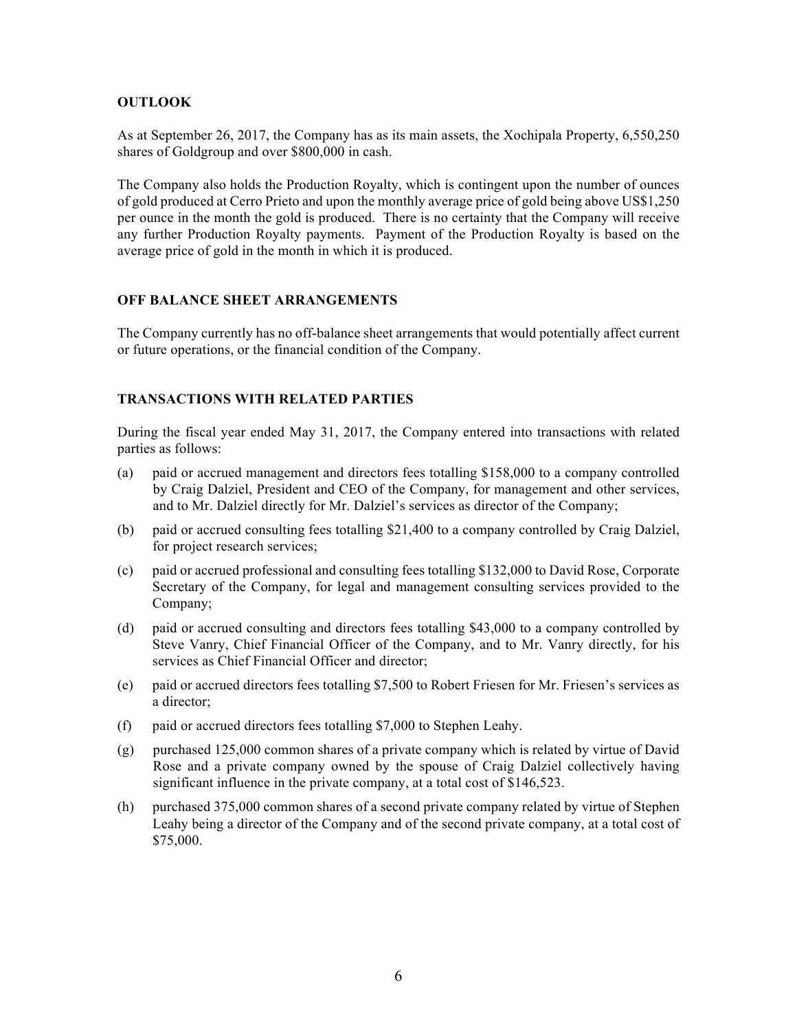## OUTLOOK

As at September 26, 2017, the Company has as its main assets, the Xochipala Property, 6,550,250 shares of Goldgroup and over $800,000 in cash.

The Company also holds the Production Royalty, which is contingent upon the number of ounces of gold produced at Cerro Prieto and upon the monthly average price of gold being above US$1,250 per ounce in the month the gold is produced. There is no certainty that the Company will receive any further Production Royalty payments. Payment of the Production Royalty is based on the average price of gold in the month in which it is produced.

## OFF BALANCE SHEET ARRANGEMENTS

The Company currently has no off-balance sheet arrangements that would potentially affect current or future operations, or the financial condition of the Company.

## TRANSACTIONS WITH RELATED PARTIES

During the fiscal year ended May 31, 2017, the Company entered into transactions with related parties as follows:

(a) paid or accrued management and directors fees totalling $158,000 to a company controlled by Craig Dalziel, President and CEO of the Company, for management and other services, and to Mr. Dalziel directly for Mr. Dalziel's services as director of the Company;

(b) paid or accrued consulting fees totalling $21,400 to a company controlled by Craig Dalziel, for project research services;

(c) paid or accrued professional and consulting fees totalling $132,000 to David Rose, Corporate Secretary of the Company, for legal and management consulting services provided to the Company;

(d) paid or accrued consulting and directors fees totalling $43,000 to a company controlled by Steve Vanry, Chief Financial Officer of the Company, and to Mr. Vanry directly, for his services as Chief Financial Officer and director;

(e) paid or accrued directors fees totalling $7,500 to Robert Friesen for Mr. Friesen's services as a director;

(f) paid or accrued directors fees totalling $7,000 to Stephen Leahy.

(g) purchased 125,000 common shares of a private company which is related by virtue of David Rose and a private company owned by the spouse of Craig Dalziel collectively having significant influence in the private company, at a total cost of $146,523.

(h) purchased 375,000 common shares of a second private company related by virtue of Stephen Leahy being a director of the Company and of the second private company, at a total cost of $75,000.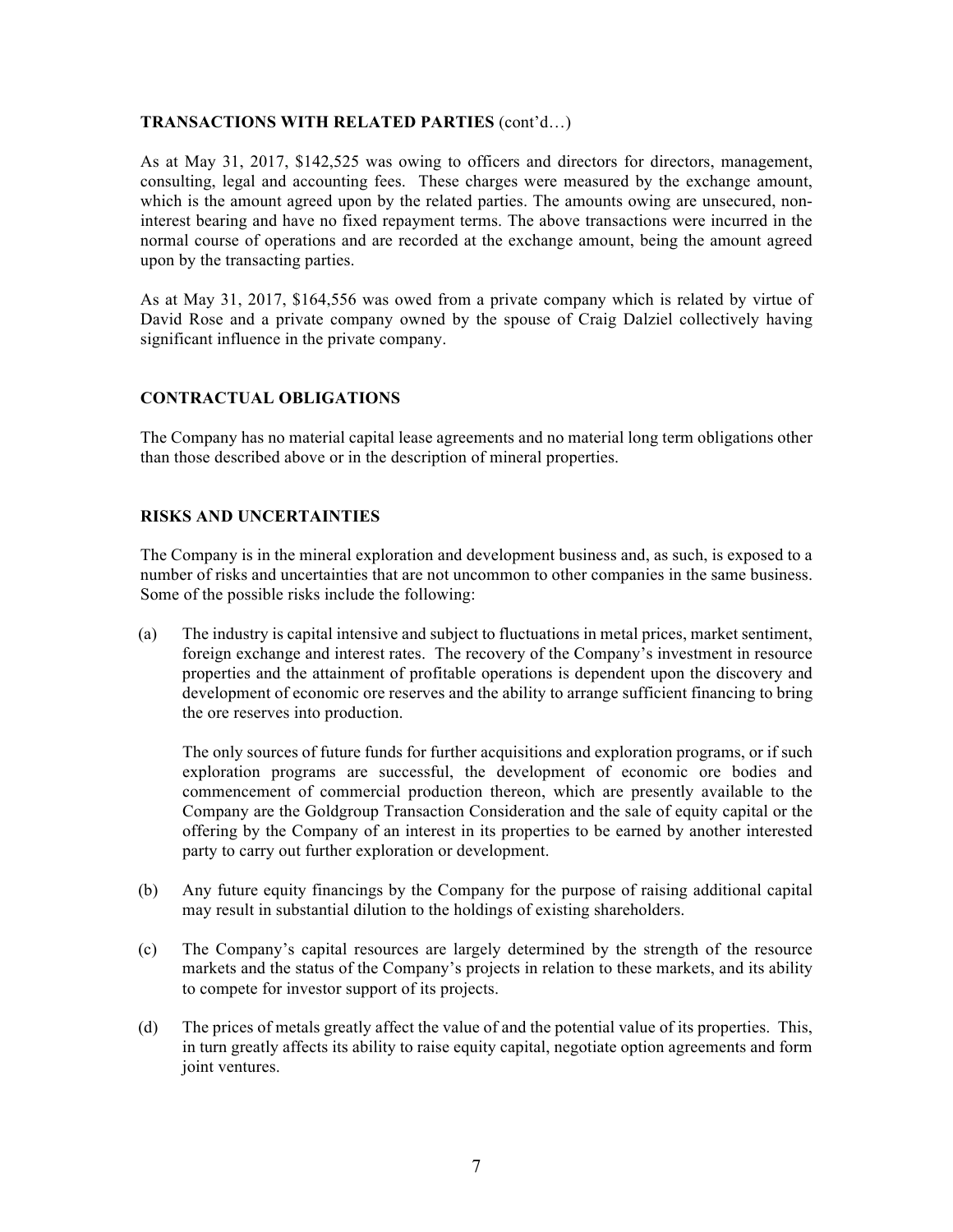**TRANSACTIONS WITH RELATED PARTIES** (cont'd…)

As at May 31, 2017, $142,525 was owing to officers and directors for directors, management, consulting, legal and accounting fees. These charges were measured by the exchange amount, which is the amount agreed upon by the related parties. The amounts owing are unsecured, non-interest bearing and have no fixed repayment terms. The above transactions were incurred in the normal course of operations and are recorded at the exchange amount, being the amount agreed upon by the transacting parties.

As at May 31, 2017, $164,556 was owed from a private company which is related by virtue of David Rose and a private company owned by the spouse of Craig Dalziel collectively having significant influence in the private company.

## CONTRACTUAL OBLIGATIONS

The Company has no material capital lease agreements and no material long term obligations other than those described above or in the description of mineral properties.

## RISKS AND UNCERTAINTIES

The Company is in the mineral exploration and development business and, as such, is exposed to a number of risks and uncertainties that are not uncommon to other companies in the same business. Some of the possible risks include the following:

(a) The industry is capital intensive and subject to fluctuations in metal prices, market sentiment, foreign exchange and interest rates. The recovery of the Company's investment in resource properties and the attainment of profitable operations is dependent upon the discovery and development of economic ore reserves and the ability to arrange sufficient financing to bring the ore reserves into production.

    The only sources of future funds for further acquisitions and exploration programs, or if such exploration programs are successful, the development of economic ore bodies and commencement of commercial production thereon, which are presently available to the Company are the Goldgroup Transaction Consideration and the sale of equity capital or the offering by the Company of an interest in its properties to be earned by another interested party to carry out further exploration or development.

(b) Any future equity financings by the Company for the purpose of raising additional capital may result in substantial dilution to the holdings of existing shareholders.

(c) The Company's capital resources are largely determined by the strength of the resource markets and the status of the Company's projects in relation to these markets, and its ability to compete for investor support of its projects.

(d) The prices of metals greatly affect the value of and the potential value of its properties. This, in turn greatly affects its ability to raise equity capital, negotiate option agreements and form joint ventures.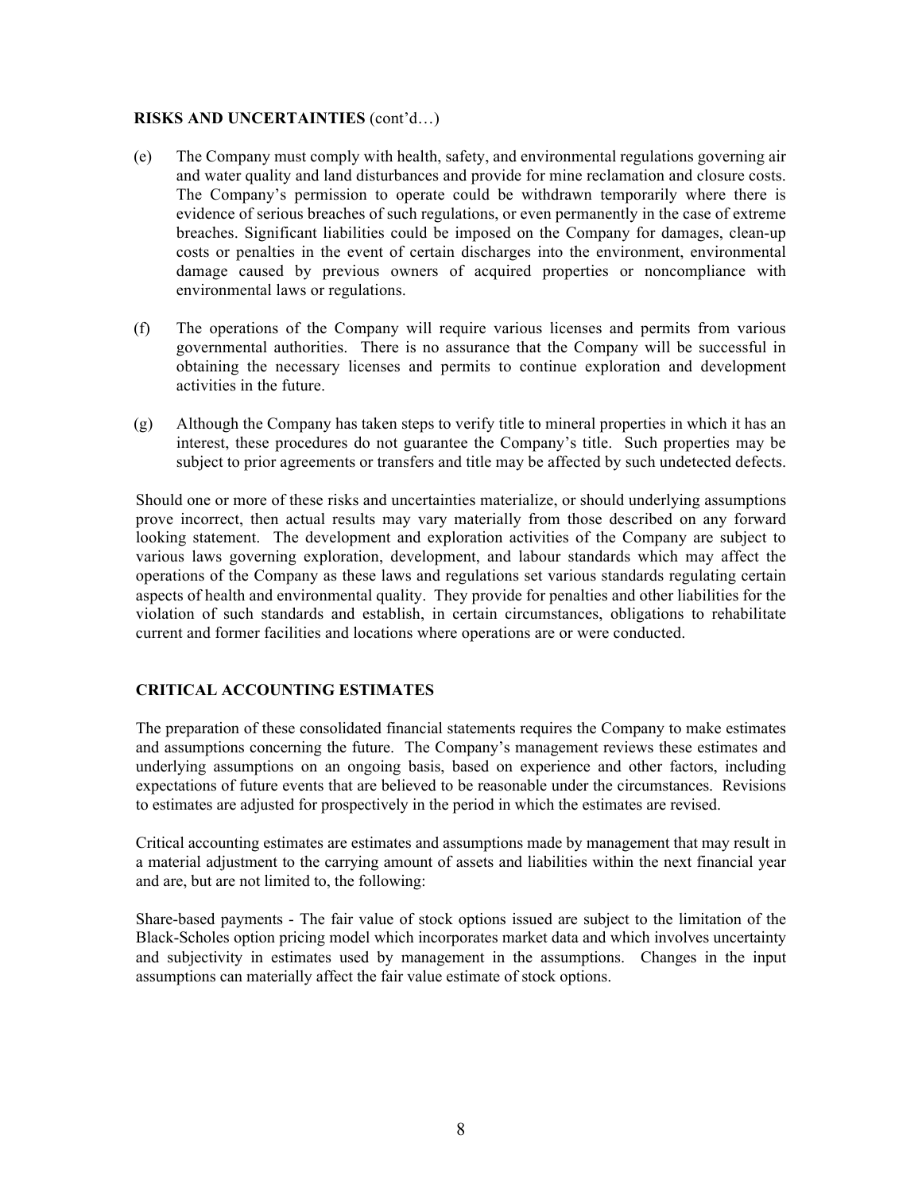**RISKS AND UNCERTAINTIES** (cont'd…)

(e) The Company must comply with health, safety, and environmental regulations governing air and water quality and land disturbances and provide for mine reclamation and closure costs. The Company's permission to operate could be withdrawn temporarily where there is evidence of serious breaches of such regulations, or even permanently in the case of extreme breaches. Significant liabilities could be imposed on the Company for damages, clean-up costs or penalties in the event of certain discharges into the environment, environmental damage caused by previous owners of acquired properties or noncompliance with environmental laws or regulations.

(f) The operations of the Company will require various licenses and permits from various governmental authorities. There is no assurance that the Company will be successful in obtaining the necessary licenses and permits to continue exploration and development activities in the future.

(g) Although the Company has taken steps to verify title to mineral properties in which it has an interest, these procedures do not guarantee the Company's title. Such properties may be subject to prior agreements or transfers and title may be affected by such undetected defects.

Should one or more of these risks and uncertainties materialize, or should underlying assumptions prove incorrect, then actual results may vary materially from those described on any forward looking statement. The development and exploration activities of the Company are subject to various laws governing exploration, development, and labour standards which may affect the operations of the Company as these laws and regulations set various standards regulating certain aspects of health and environmental quality. They provide for penalties and other liabilities for the violation of such standards and establish, in certain circumstances, obligations to rehabilitate current and former facilities and locations where operations are or were conducted.

**CRITICAL ACCOUNTING ESTIMATES**

The preparation of these consolidated financial statements requires the Company to make estimates and assumptions concerning the future. The Company's management reviews these estimates and underlying assumptions on an ongoing basis, based on experience and other factors, including expectations of future events that are believed to be reasonable under the circumstances. Revisions to estimates are adjusted for prospectively in the period in which the estimates are revised.

Critical accounting estimates are estimates and assumptions made by management that may result in a material adjustment to the carrying amount of assets and liabilities within the next financial year and are, but are not limited to, the following:

Share-based payments - The fair value of stock options issued are subject to the limitation of the Black-Scholes option pricing model which incorporates market data and which involves uncertainty and subjectivity in estimates used by management in the assumptions. Changes in the input assumptions can materially affect the fair value estimate of stock options.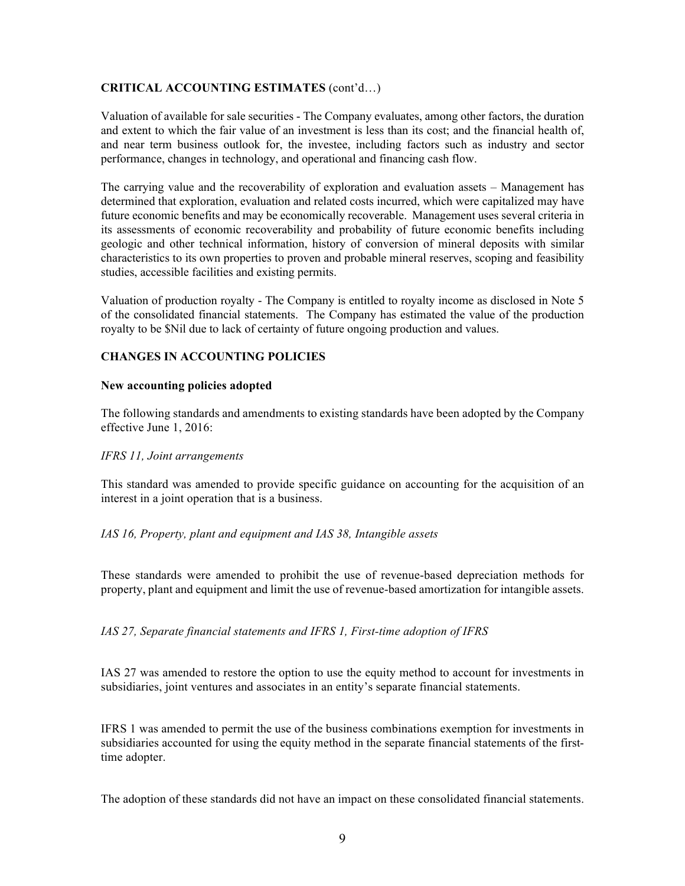## CRITICAL ACCOUNTING ESTIMATES (cont'd…)

Valuation of available for sale securities - The Company evaluates, among other factors, the duration and extent to which the fair value of an investment is less than its cost; and the financial health of, and near term business outlook for, the investee, including factors such as industry and sector performance, changes in technology, and operational and financing cash flow.

The carrying value and the recoverability of exploration and evaluation assets – Management has determined that exploration, evaluation and related costs incurred, which were capitalized may have future economic benefits and may be economically recoverable. Management uses several criteria in its assessments of economic recoverability and probability of future economic benefits including geologic and other technical information, history of conversion of mineral deposits with similar characteristics to its own properties to proven and probable mineral reserves, scoping and feasibility studies, accessible facilities and existing permits.

Valuation of production royalty - The Company is entitled to royalty income as disclosed in Note 5 of the consolidated financial statements. The Company has estimated the value of the production royalty to be $Nil due to lack of certainty of future ongoing production and values.

## CHANGES IN ACCOUNTING POLICIES

### New accounting policies adopted

The following standards and amendments to existing standards have been adopted by the Company effective June 1, 2016:

*IFRS 11, Joint arrangements*

This standard was amended to provide specific guidance on accounting for the acquisition of an interest in a joint operation that is a business.

*IAS 16, Property, plant and equipment and IAS 38, Intangible assets*

These standards were amended to prohibit the use of revenue-based depreciation methods for property, plant and equipment and limit the use of revenue-based amortization for intangible assets.

*IAS 27, Separate financial statements and IFRS 1, First-time adoption of IFRS*

IAS 27 was amended to restore the option to use the equity method to account for investments in subsidiaries, joint ventures and associates in an entity's separate financial statements.

IFRS 1 was amended to permit the use of the business combinations exemption for investments in subsidiaries accounted for using the equity method in the separate financial statements of the first-time adopter.

The adoption of these standards did not have an impact on these consolidated financial statements.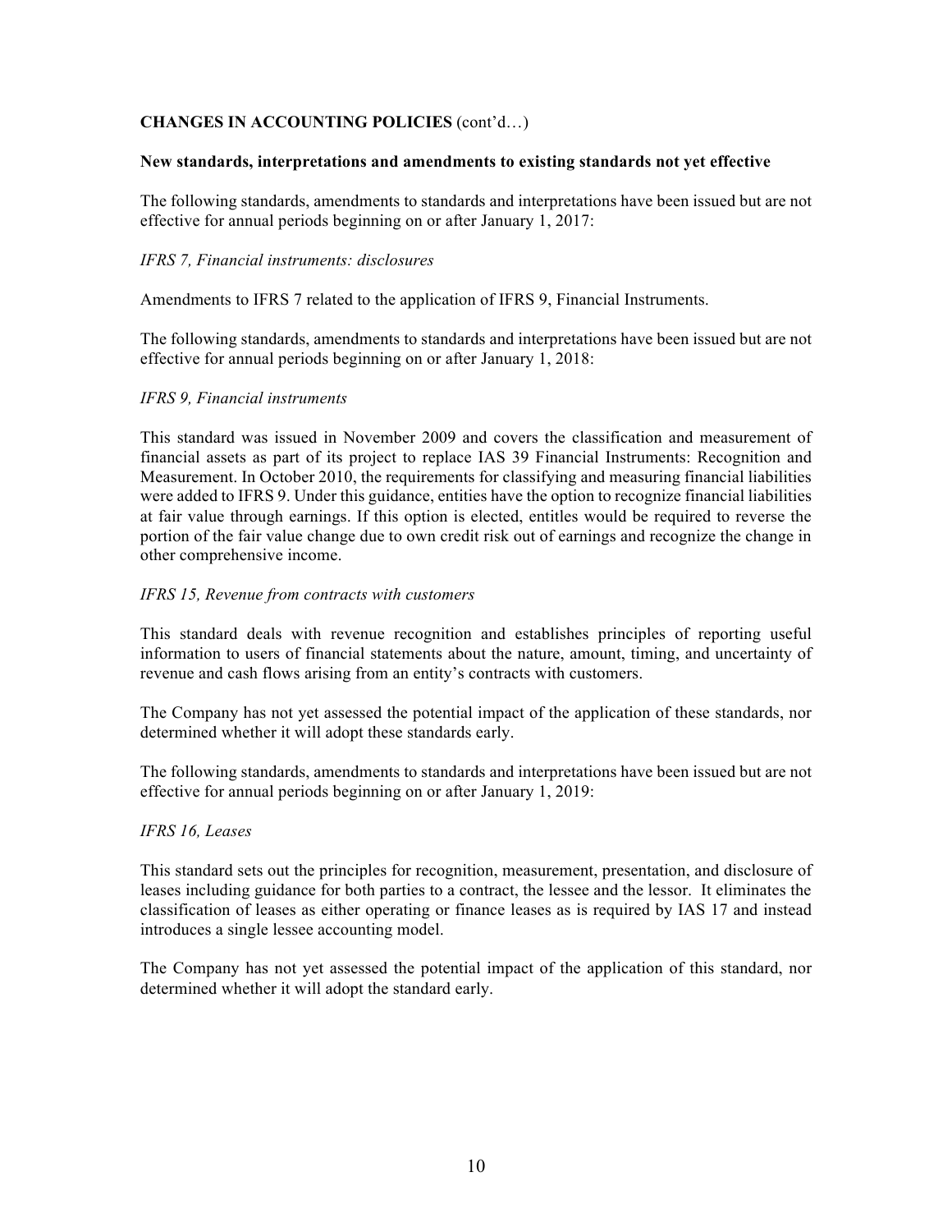**CHANGES IN ACCOUNTING POLICIES** (cont'd…)

**New standards, interpretations and amendments to existing standards not yet effective**

The following standards, amendments to standards and interpretations have been issued but are not effective for annual periods beginning on or after January 1, 2017:

*IFRS 7, Financial instruments: disclosures*

Amendments to IFRS 7 related to the application of IFRS 9, Financial Instruments.

The following standards, amendments to standards and interpretations have been issued but are not effective for annual periods beginning on or after January 1, 2018:

*IFRS 9, Financial instruments*

This standard was issued in November 2009 and covers the classification and measurement of financial assets as part of its project to replace IAS 39 Financial Instruments: Recognition and Measurement. In October 2010, the requirements for classifying and measuring financial liabilities were added to IFRS 9. Under this guidance, entities have the option to recognize financial liabilities at fair value through earnings. If this option is elected, entitles would be required to reverse the portion of the fair value change due to own credit risk out of earnings and recognize the change in other comprehensive income.

*IFRS 15, Revenue from contracts with customers*

This standard deals with revenue recognition and establishes principles of reporting useful information to users of financial statements about the nature, amount, timing, and uncertainty of revenue and cash flows arising from an entity's contracts with customers.

The Company has not yet assessed the potential impact of the application of these standards, nor determined whether it will adopt these standards early.

The following standards, amendments to standards and interpretations have been issued but are not effective for annual periods beginning on or after January 1, 2019:

*IFRS 16, Leases*

This standard sets out the principles for recognition, measurement, presentation, and disclosure of leases including guidance for both parties to a contract, the lessee and the lessor. It eliminates the classification of leases as either operating or finance leases as is required by IAS 17 and instead introduces a single lessee accounting model.

The Company has not yet assessed the potential impact of the application of this standard, nor determined whether it will adopt the standard early.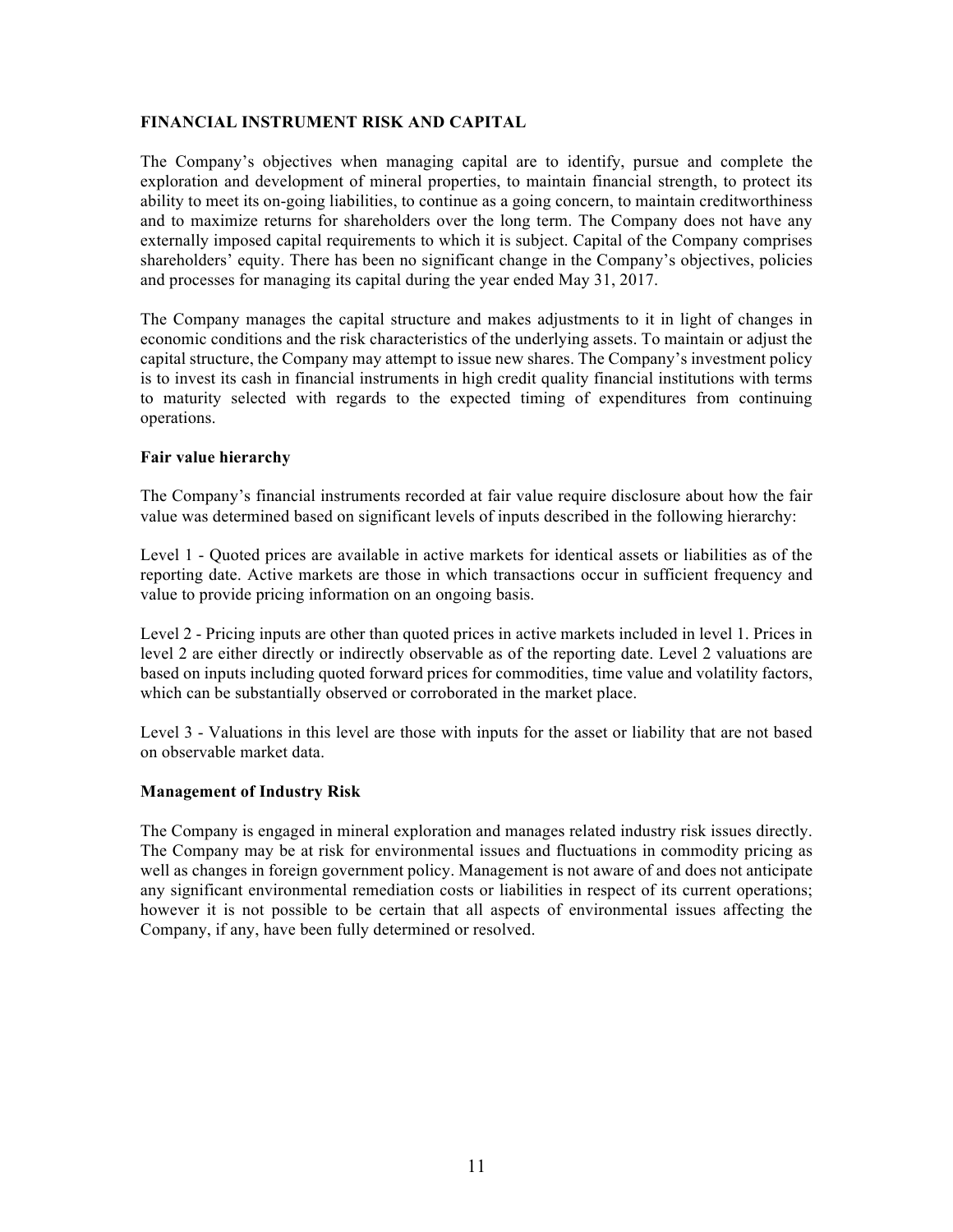## FINANCIAL INSTRUMENT RISK AND CAPITAL

The Company's objectives when managing capital are to identify, pursue and complete the exploration and development of mineral properties, to maintain financial strength, to protect its ability to meet its on-going liabilities, to continue as a going concern, to maintain creditworthiness and to maximize returns for shareholders over the long term. The Company does not have any externally imposed capital requirements to which it is subject. Capital of the Company comprises shareholders' equity. There has been no significant change in the Company's objectives, policies and processes for managing its capital during the year ended May 31, 2017.

The Company manages the capital structure and makes adjustments to it in light of changes in economic conditions and the risk characteristics of the underlying assets. To maintain or adjust the capital structure, the Company may attempt to issue new shares. The Company's investment policy is to invest its cash in financial instruments in high credit quality financial institutions with terms to maturity selected with regards to the expected timing of expenditures from continuing operations.

### Fair value hierarchy

The Company's financial instruments recorded at fair value require disclosure about how the fair value was determined based on significant levels of inputs described in the following hierarchy:

Level 1 - Quoted prices are available in active markets for identical assets or liabilities as of the reporting date. Active markets are those in which transactions occur in sufficient frequency and value to provide pricing information on an ongoing basis.

Level 2 - Pricing inputs are other than quoted prices in active markets included in level 1. Prices in level 2 are either directly or indirectly observable as of the reporting date. Level 2 valuations are based on inputs including quoted forward prices for commodities, time value and volatility factors, which can be substantially observed or corroborated in the market place.

Level 3 - Valuations in this level are those with inputs for the asset or liability that are not based on observable market data.

### Management of Industry Risk

The Company is engaged in mineral exploration and manages related industry risk issues directly. The Company may be at risk for environmental issues and fluctuations in commodity pricing as well as changes in foreign government policy. Management is not aware of and does not anticipate any significant environmental remediation costs or liabilities in respect of its current operations; however it is not possible to be certain that all aspects of environmental issues affecting the Company, if any, have been fully determined or resolved.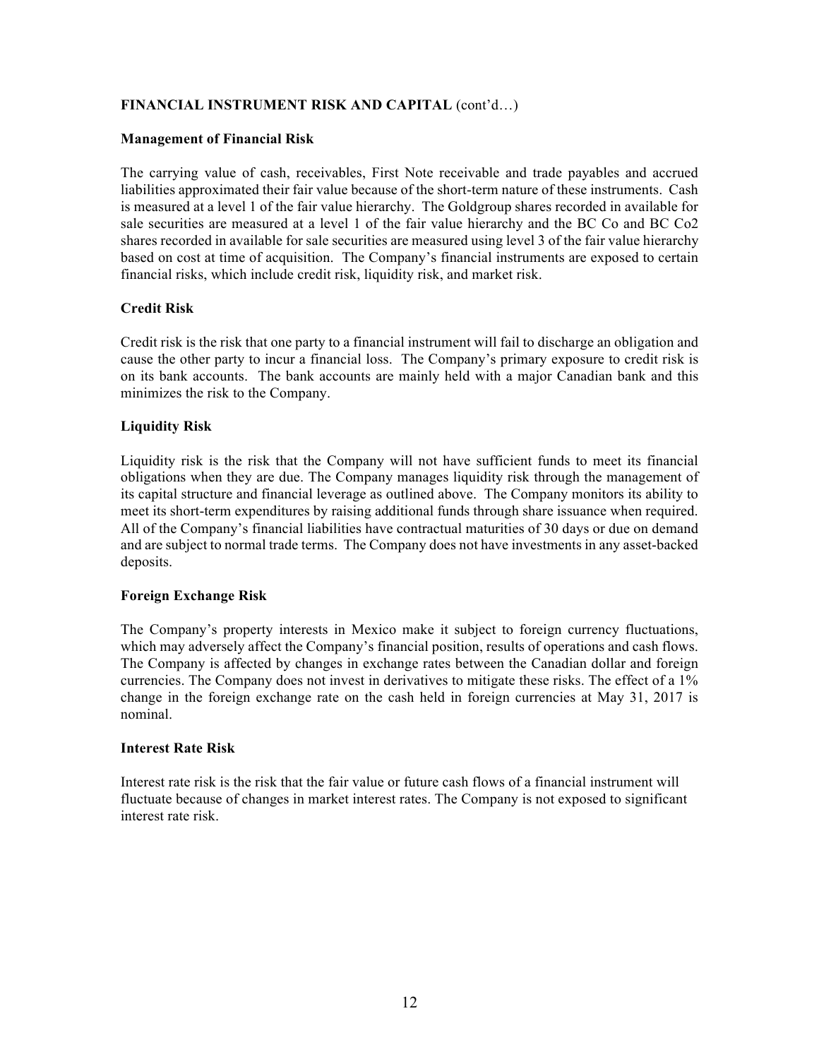**FINANCIAL INSTRUMENT RISK AND CAPITAL** (cont'd…)

**Management of Financial Risk**

The carrying value of cash, receivables, First Note receivable and trade payables and accrued liabilities approximated their fair value because of the short-term nature of these instruments. Cash is measured at a level 1 of the fair value hierarchy. The Goldgroup shares recorded in available for sale securities are measured at a level 1 of the fair value hierarchy and the BC Co and BC Co2 shares recorded in available for sale securities are measured using level 3 of the fair value hierarchy based on cost at time of acquisition. The Company's financial instruments are exposed to certain financial risks, which include credit risk, liquidity risk, and market risk.

**Credit Risk**

Credit risk is the risk that one party to a financial instrument will fail to discharge an obligation and cause the other party to incur a financial loss. The Company's primary exposure to credit risk is on its bank accounts. The bank accounts are mainly held with a major Canadian bank and this minimizes the risk to the Company.

**Liquidity Risk**

Liquidity risk is the risk that the Company will not have sufficient funds to meet its financial obligations when they are due. The Company manages liquidity risk through the management of its capital structure and financial leverage as outlined above. The Company monitors its ability to meet its short-term expenditures by raising additional funds through share issuance when required. All of the Company's financial liabilities have contractual maturities of 30 days or due on demand and are subject to normal trade terms. The Company does not have investments in any asset-backed deposits.

**Foreign Exchange Risk**

The Company's property interests in Mexico make it subject to foreign currency fluctuations, which may adversely affect the Company's financial position, results of operations and cash flows. The Company is affected by changes in exchange rates between the Canadian dollar and foreign currencies. The Company does not invest in derivatives to mitigate these risks. The effect of a 1% change in the foreign exchange rate on the cash held in foreign currencies at May 31, 2017 is nominal.

**Interest Rate Risk**

Interest rate risk is the risk that the fair value or future cash flows of a financial instrument will fluctuate because of changes in market interest rates. The Company is not exposed to significant interest rate risk.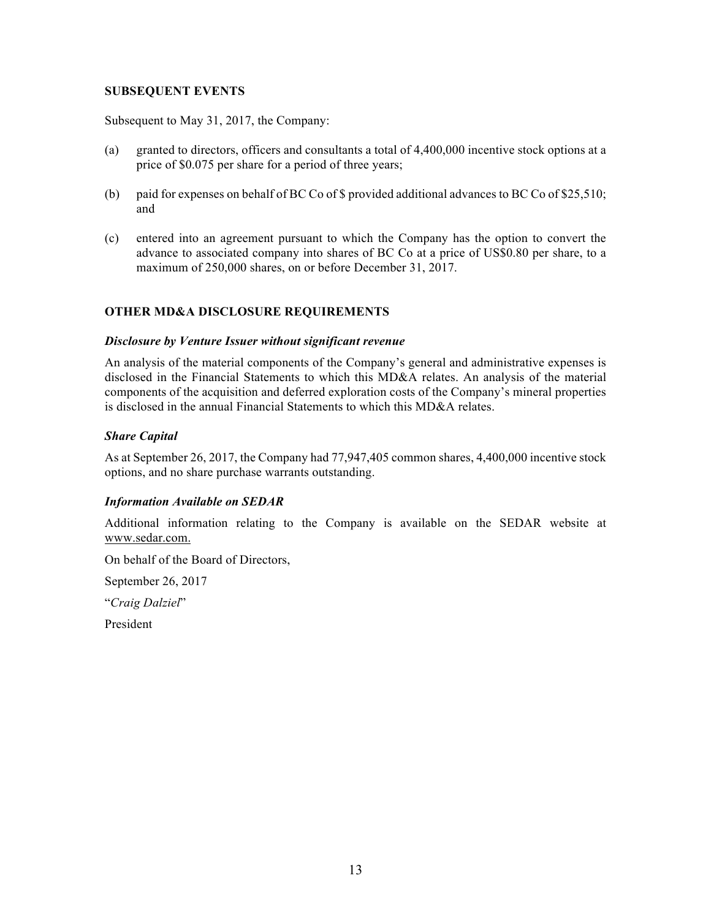## SUBSEQUENT EVENTS

Subsequent to May 31, 2017, the Company:

(a) granted to directors, officers and consultants a total of 4,400,000 incentive stock options at a price of $0.075 per share for a period of three years;

(b) paid for expenses on behalf of BC Co of $ provided additional advances to BC Co of $25,510; and

(c) entered into an agreement pursuant to which the Company has the option to convert the advance to associated company into shares of BC Co at a price of US$0.80 per share, to a maximum of 250,000 shares, on or before December 31, 2017.

## OTHER MD&A DISCLOSURE REQUIREMENTS

### *Disclosure by Venture Issuer without significant revenue*

An analysis of the material components of the Company's general and administrative expenses is disclosed in the Financial Statements to which this MD&A relates. An analysis of the material components of the acquisition and deferred exploration costs of the Company's mineral properties is disclosed in the annual Financial Statements to which this MD&A relates.

### *Share Capital*

As at September 26, 2017, the Company had 77,947,405 common shares, 4,400,000 incentive stock options, and no share purchase warrants outstanding.

### *Information Available on SEDAR*

Additional information relating to the Company is available on the SEDAR website at www.sedar.com.

On behalf of the Board of Directors,

September 26, 2017

"*Craig Dalziel*"

President